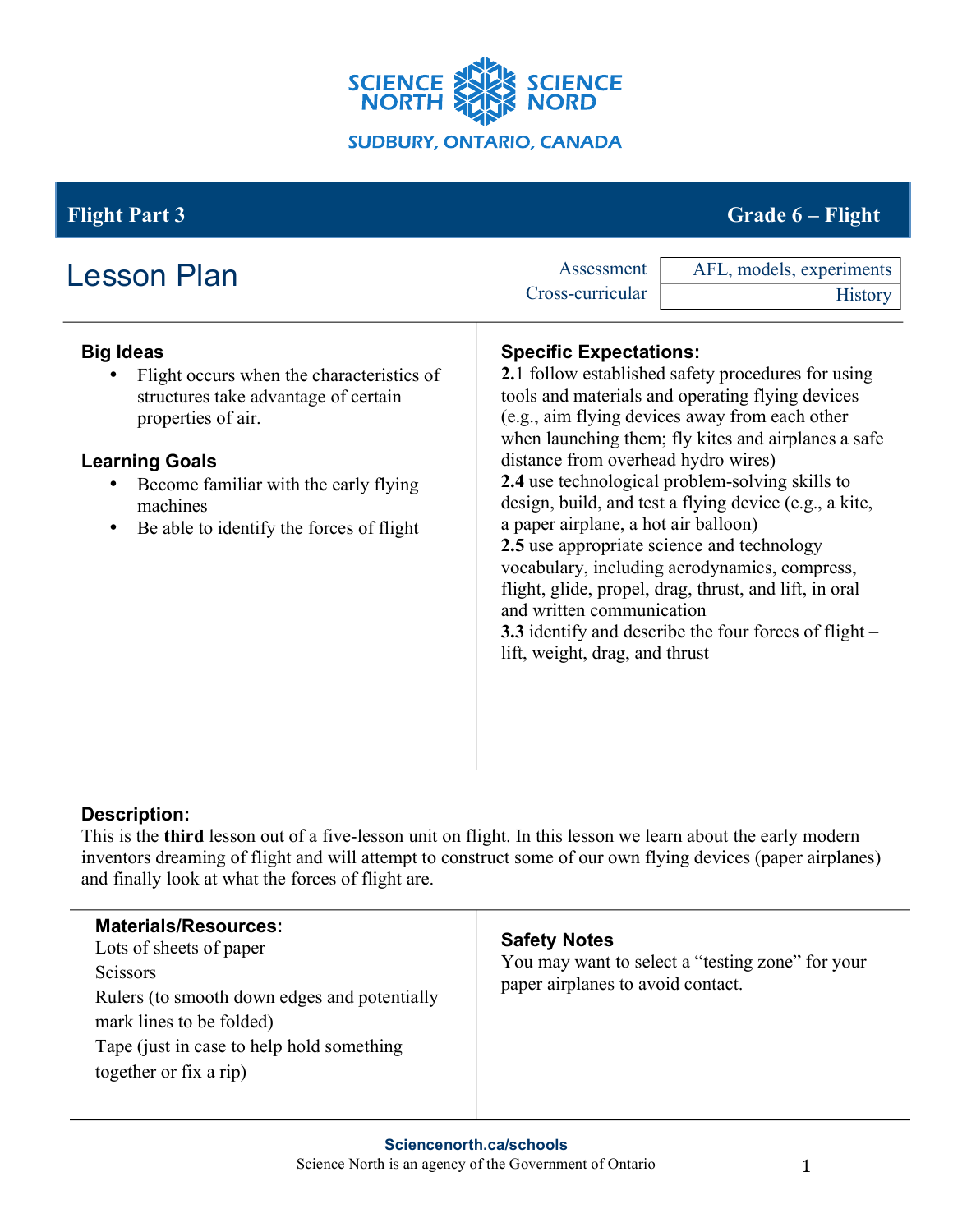SCIENCE NORTH SCIENCE NORD

SUDBURY, ONTARIO, CANADA

## Flight Part 3 — Grade 6 – Flight

# Lesson Plan

| Assessment | AFL, models, experiments |
|---|---|
| Cross-curricular | History |

### Big Ideas

- Flight occurs when the characteristics of structures take advantage of certain properties of air.

### Learning Goals

- Become familiar with the early flying machines
- Be able to identify the forces of flight

### Specific Expectations:

**2.**1 follow established safety procedures for using tools and materials and operating flying devices (e.g., aim flying devices away from each other when launching them; fly kites and airplanes a safe distance from overhead hydro wires)
**2.4** use technological problem-solving skills to design, build, and test a flying device (e.g., a kite, a paper airplane, a hot air balloon)
**2.5** use appropriate science and technology vocabulary, including aerodynamics, compress, flight, glide, propel, drag, thrust, and lift, in oral and written communication
**3.3** identify and describe the four forces of flight – lift, weight, drag, and thrust

### Description:

This is the **third** lesson out of a five-lesson unit on flight. In this lesson we learn about the early modern inventors dreaming of flight and will attempt to construct some of our own flying devices (paper airplanes) and finally look at what the forces of flight are.

### Materials/Resources:

Lots of sheets of paper
Scissors
Rulers (to smooth down edges and potentially mark lines to be folded)
Tape (just in case to help hold something together or fix a rip)

### Safety Notes

You may want to select a "testing zone" for your paper airplanes to avoid contact.

**Sciencenorth.ca/schools**
Science North is an agency of the Government of Ontario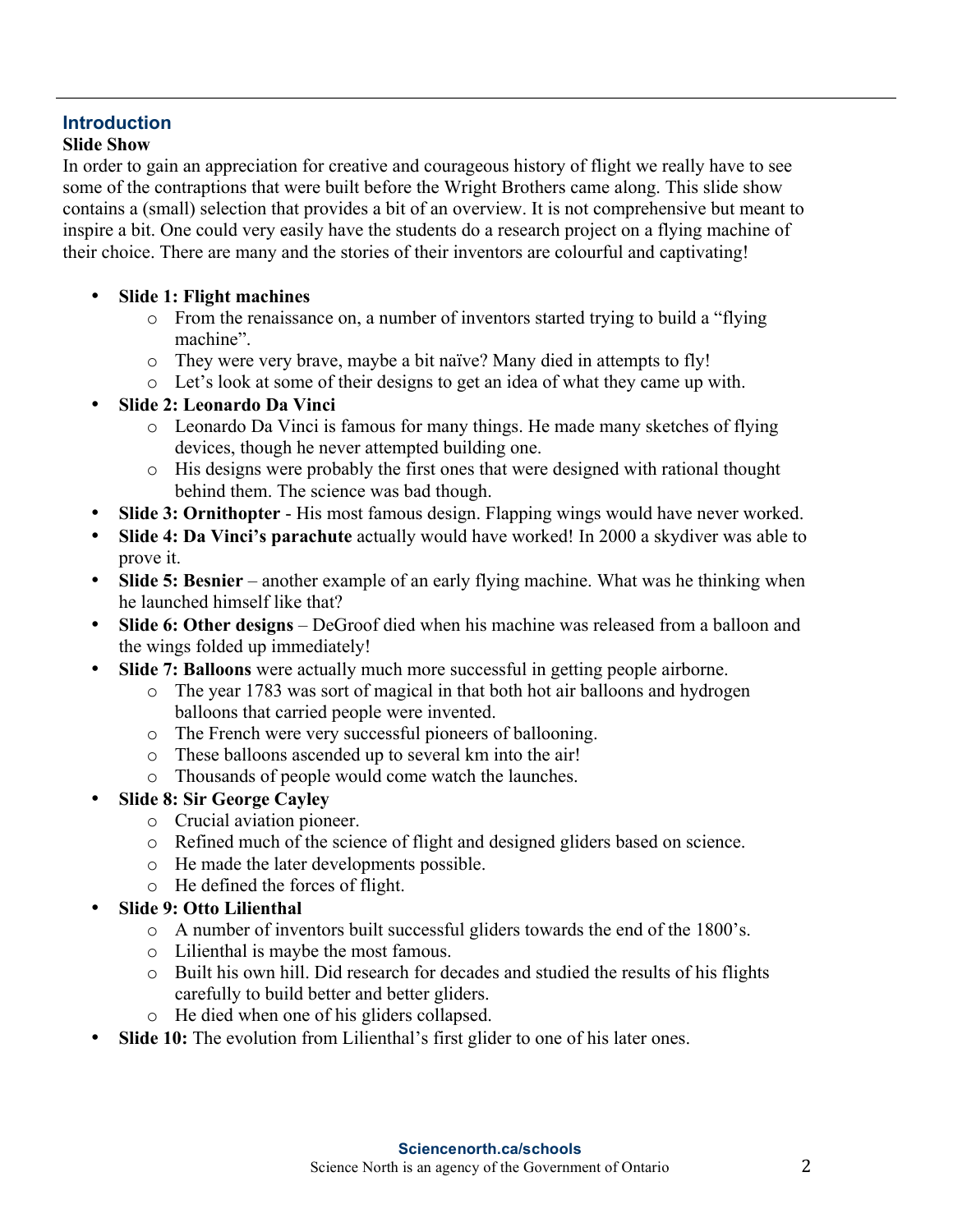## Introduction

**Slide Show**

In order to gain an appreciation for creative and courageous history of flight we really have to see some of the contraptions that were built before the Wright Brothers came along. This slide show contains a (small) selection that provides a bit of an overview. It is not comprehensive but meant to inspire a bit. One could very easily have the students do a research project on a flying machine of their choice. There are many and the stories of their inventors are colourful and captivating!

- **Slide 1: Flight machines**
  - From the renaissance on, a number of inventors started trying to build a "flying machine".
  - They were very brave, maybe a bit naïve? Many died in attempts to fly!
  - Let's look at some of their designs to get an idea of what they came up with.
- **Slide 2: Leonardo Da Vinci**
  - Leonardo Da Vinci is famous for many things. He made many sketches of flying devices, though he never attempted building one.
  - His designs were probably the first ones that were designed with rational thought behind them. The science was bad though.
- **Slide 3: Ornithopter** - His most famous design. Flapping wings would have never worked.
- **Slide 4: Da Vinci's parachute** actually would have worked! In 2000 a skydiver was able to prove it.
- **Slide 5: Besnier** – another example of an early flying machine. What was he thinking when he launched himself like that?
- **Slide 6: Other designs** – DeGroof died when his machine was released from a balloon and the wings folded up immediately!
- **Slide 7: Balloons** were actually much more successful in getting people airborne.
  - The year 1783 was sort of magical in that both hot air balloons and hydrogen balloons that carried people were invented.
  - The French were very successful pioneers of ballooning.
  - These balloons ascended up to several km into the air!
  - Thousands of people would come watch the launches.
- **Slide 8: Sir George Cayley**
  - Crucial aviation pioneer.
  - Refined much of the science of flight and designed gliders based on science.
  - He made the later developments possible.
  - He defined the forces of flight.
- **Slide 9: Otto Lilienthal**
  - A number of inventors built successful gliders towards the end of the 1800's.
  - Lilienthal is maybe the most famous.
  - Built his own hill. Did research for decades and studied the results of his flights carefully to build better and better gliders.
  - He died when one of his gliders collapsed.
- **Slide 10:** The evolution from Lilienthal's first glider to one of his later ones.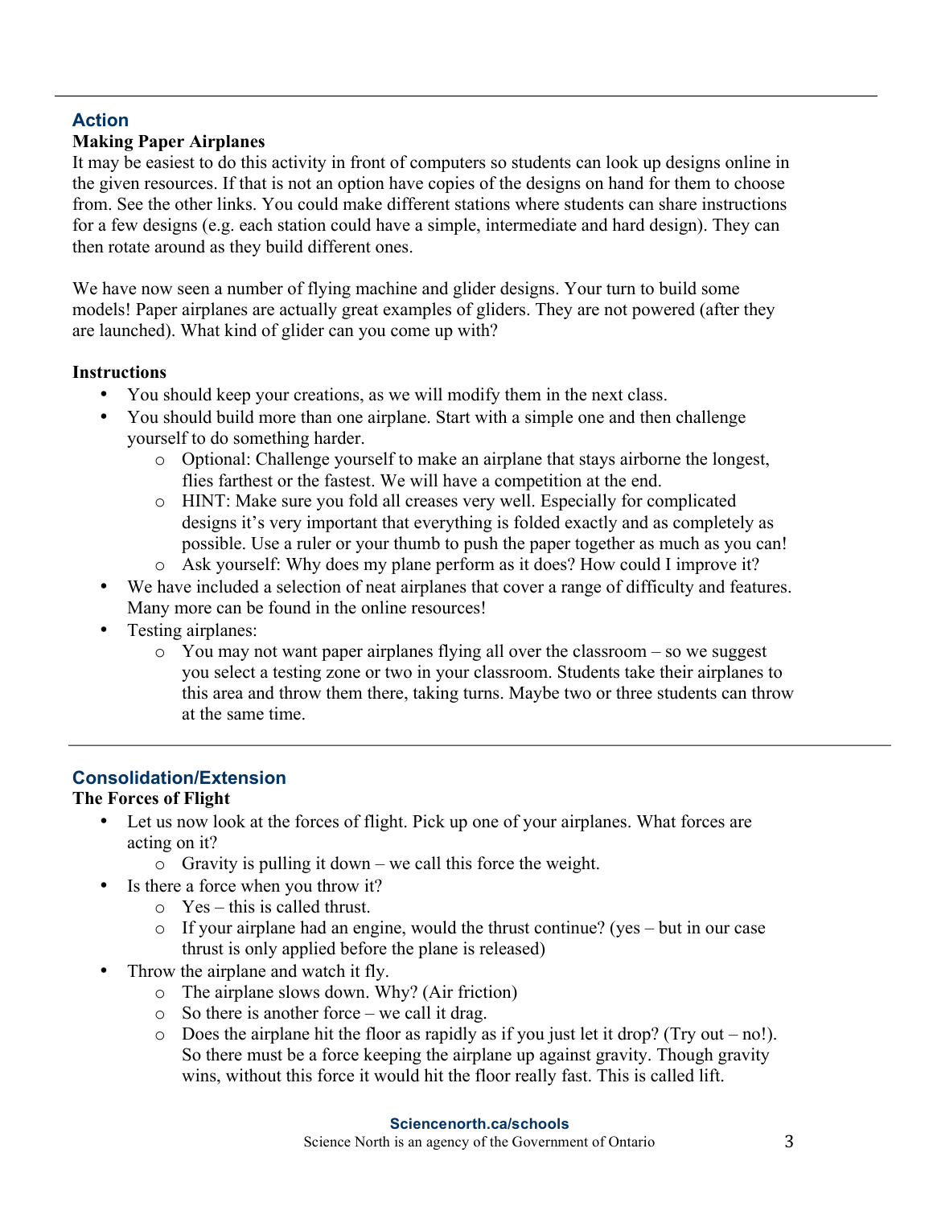## Action

**Making Paper Airplanes**

It may be easiest to do this activity in front of computers so students can look up designs online in the given resources. If that is not an option have copies of the designs on hand for them to choose from. See the other links. You could make different stations where students can share instructions for a few designs (e.g. each station could have a simple, intermediate and hard design). They can then rotate around as they build different ones.

We have now seen a number of flying machine and glider designs. Your turn to build some models! Paper airplanes are actually great examples of gliders. They are not powered (after they are launched). What kind of glider can you come up with?

**Instructions**

- You should keep your creations, as we will modify them in the next class.
- You should build more than one airplane. Start with a simple one and then challenge yourself to do something harder.
  - Optional: Challenge yourself to make an airplane that stays airborne the longest, flies farthest or the fastest. We will have a competition at the end.
  - HINT: Make sure you fold all creases very well. Especially for complicated designs it's very important that everything is folded exactly and as completely as possible. Use a ruler or your thumb to push the paper together as much as you can!
  - Ask yourself: Why does my plane perform as it does? How could I improve it?
- We have included a selection of neat airplanes that cover a range of difficulty and features. Many more can be found in the online resources!
- Testing airplanes:
  - You may not want paper airplanes flying all over the classroom – so we suggest you select a testing zone or two in your classroom. Students take their airplanes to this area and throw them there, taking turns. Maybe two or three students can throw at the same time.

## Consolidation/Extension

**The Forces of Flight**

- Let us now look at the forces of flight. Pick up one of your airplanes. What forces are acting on it?
  - Gravity is pulling it down – we call this force the weight.
- Is there a force when you throw it?
  - Yes – this is called thrust.
  - If your airplane had an engine, would the thrust continue? (yes – but in our case thrust is only applied before the plane is released)
- Throw the airplane and watch it fly.
  - The airplane slows down. Why? (Air friction)
  - So there is another force – we call it drag.
  - Does the airplane hit the floor as rapidly as if you just let it drop? (Try out – no!). So there must be a force keeping the airplane up against gravity. Though gravity wins, without this force it would hit the floor really fast. This is called lift.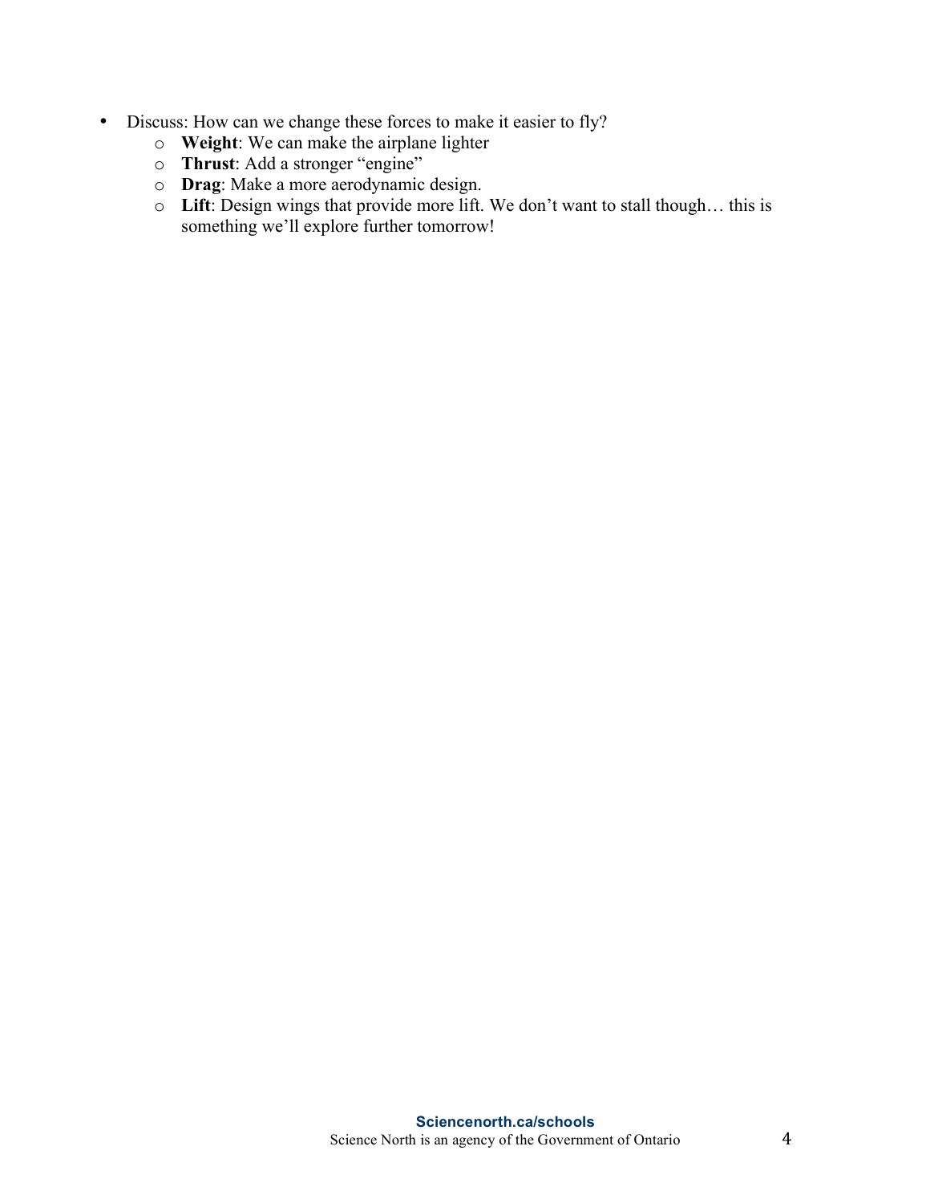- Discuss: How can we change these forces to make it easier to fly?
  - **Weight**: We can make the airplane lighter
  - **Thrust**: Add a stronger "engine"
  - **Drag**: Make a more aerodynamic design.
  - **Lift**: Design wings that provide more lift. We don't want to stall though… this is something we'll explore further tomorrow!